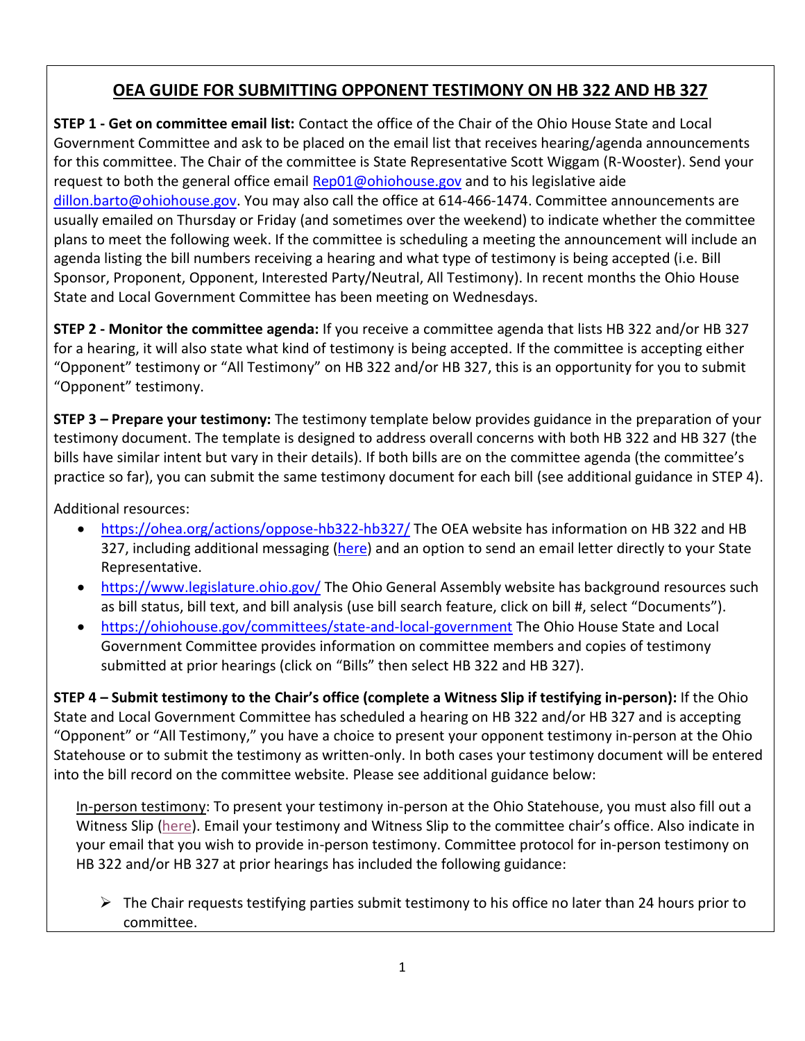# OEA GUIDE FOR SUBMITTING OPPONENT TESTIMONY ON HB 322 AND HB 327

**STEP 1 - Get on committee email list:** Contact the office of the Chair of the Ohio House State and Local Government Committee and ask to be placed on the email list that receives hearing/agenda announcements for this committee. The Chair of the committee is State Representative Scott Wiggam (R-Wooster). Send your request to both the general office email Rep01@ohiohouse.gov and to his legislative aide dillon.barto@ohiohouse.gov. You may also call the office at 614-466-1474. Committee announcements are usually emailed on Thursday or Friday (and sometimes over the weekend) to indicate whether the committee plans to meet the following week. If the committee is scheduling a meeting the announcement will include an agenda listing the bill numbers receiving a hearing and what type of testimony is being accepted (i.e. Bill Sponsor, Proponent, Opponent, Interested Party/Neutral, All Testimony). In recent months the Ohio House State and Local Government Committee has been meeting on Wednesdays.

**STEP 2 - Monitor the committee agenda:** If you receive a committee agenda that lists HB 322 and/or HB 327 for a hearing, it will also state what kind of testimony is being accepted. If the committee is accepting either "Opponent" testimony or "All Testimony" on HB 322 and/or HB 327, this is an opportunity for you to submit "Opponent" testimony.

**STEP 3 – Prepare your testimony:** The testimony template below provides guidance in the preparation of your testimony document. The template is designed to address overall concerns with both HB 322 and HB 327 (the bills have similar intent but vary in their details). If both bills are on the committee agenda (the committee's practice so far), you can submit the same testimony document for each bill (see additional guidance in STEP 4).

Additional resources:

- https://ohea.org/actions/oppose-hb322-hb327/ The OEA website has information on HB 322 and HB 327, including additional messaging (here) and an option to send an email letter directly to your State Representative.
- https://www.legislature.ohio.gov/ The Ohio General Assembly website has background resources such as bill status, bill text, and bill analysis (use bill search feature, click on bill #, select "Documents").
- https://ohiohouse.gov/committees/state-and-local-government The Ohio House State and Local Government Committee provides information on committee members and copies of testimony submitted at prior hearings (click on "Bills" then select HB 322 and HB 327).

**STEP 4 – Submit testimony to the Chair's office (complete a Witness Slip if testifying in-person):** If the Ohio State and Local Government Committee has scheduled a hearing on HB 322 and/or HB 327 and is accepting "Opponent" or "All Testimony," you have a choice to present your opponent testimony in-person at the Ohio Statehouse or to submit the testimony as written-only. In both cases your testimony document will be entered into the bill record on the committee website. Please see additional guidance below:

In-person testimony: To present your testimony in-person at the Ohio Statehouse, you must also fill out a Witness Slip (here). Email your testimony and Witness Slip to the committee chair's office. Also indicate in your email that you wish to provide in-person testimony. Committee protocol for in-person testimony on HB 322 and/or HB 327 at prior hearings has included the following guidance:

- The Chair requests testifying parties submit testimony to his office no later than 24 hours prior to committee.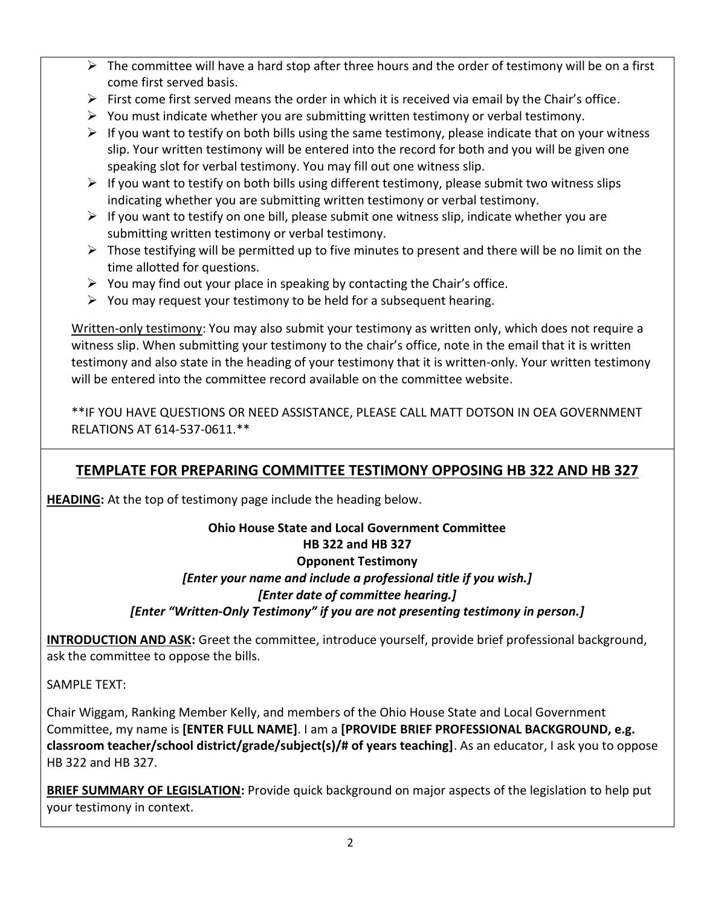- The committee will have a hard stop after three hours and the order of testimony will be on a first come first served basis.
- First come first served means the order in which it is received via email by the Chair's office.
- You must indicate whether you are submitting written testimony or verbal testimony.
- If you want to testify on both bills using the same testimony, please indicate that on your witness slip. Your written testimony will be entered into the record for both and you will be given one speaking slot for verbal testimony. You may fill out one witness slip.
- If you want to testify on both bills using different testimony, please submit two witness slips indicating whether you are submitting written testimony or verbal testimony.
- If you want to testify on one bill, please submit one witness slip, indicate whether you are submitting written testimony or verbal testimony.
- Those testifying will be permitted up to five minutes to present and there will be no limit on the time allotted for questions.
- You may find out your place in speaking by contacting the Chair's office.
- You may request your testimony to be held for a subsequent hearing.

<u>Written-only testimony</u>: You may also submit your testimony as written only, which does not require a witness slip. When submitting your testimony to the chair's office, note in the email that it is written testimony and also state in the heading of your testimony that it is written-only. Your written testimony will be entered into the committee record available on the committee website.

**IF YOU HAVE QUESTIONS OR NEED ASSISTANCE, PLEASE CALL MATT DOTSON IN OEA GOVERNMENT RELATIONS AT 614-537-0611.**

## TEMPLATE FOR PREPARING COMMITTEE TESTIMONY OPPOSING HB 322 AND HB 327

**HEADING:** At the top of testimony page include the heading below.

**Ohio House State and Local Government Committee**
**HB 322 and HB 327**
**Opponent Testimony**
***[Enter your name and include a professional title if you wish.]***
***[Enter date of committee hearing.]***
***[Enter "Written-Only Testimony" if you are not presenting testimony in person.]***

**INTRODUCTION AND ASK:** Greet the committee, introduce yourself, provide brief professional background, ask the committee to oppose the bills.

SAMPLE TEXT:

Chair Wiggam, Ranking Member Kelly, and members of the Ohio House State and Local Government Committee, my name is **[ENTER FULL NAME]**. I am a **[PROVIDE BRIEF PROFESSIONAL BACKGROUND, e.g. classroom teacher/school district/grade/subject(s)/# of years teaching]**. As an educator, I ask you to oppose HB 322 and HB 327.

**BRIEF SUMMARY OF LEGISLATION:** Provide quick background on major aspects of the legislation to help put your testimony in context.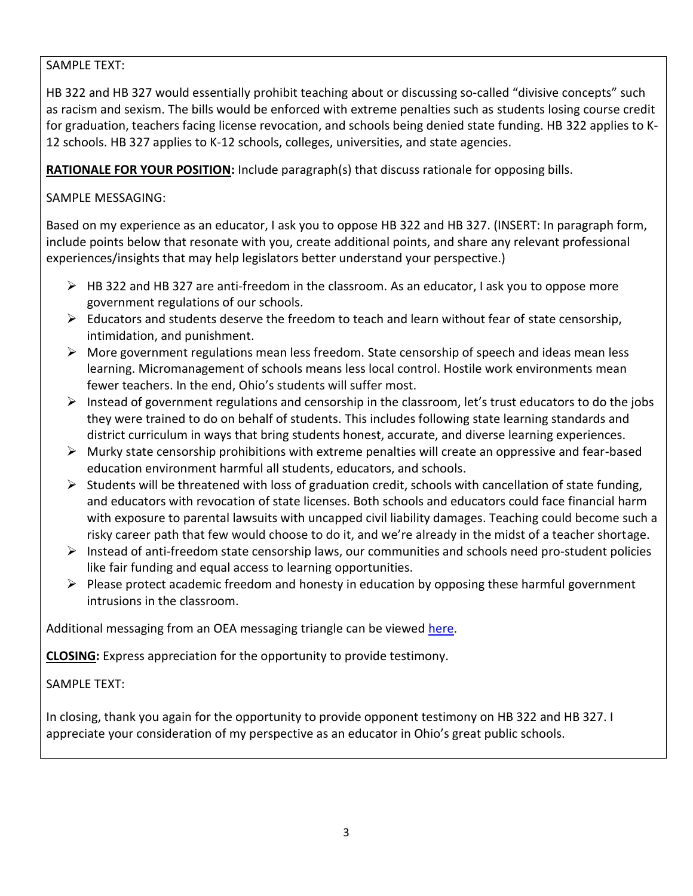SAMPLE TEXT:

HB 322 and HB 327 would essentially prohibit teaching about or discussing so-called "divisive concepts" such as racism and sexism. The bills would be enforced with extreme penalties such as students losing course credit for graduation, teachers facing license revocation, and schools being denied state funding. HB 322 applies to K-12 schools. HB 327 applies to K-12 schools, colleges, universities, and state agencies.

**RATIONALE FOR YOUR POSITION:** Include paragraph(s) that discuss rationale for opposing bills.

SAMPLE MESSAGING:

Based on my experience as an educator, I ask you to oppose HB 322 and HB 327. (INSERT: In paragraph form, include points below that resonate with you, create additional points, and share any relevant professional experiences/insights that may help legislators better understand your perspective.)

- HB 322 and HB 327 are anti-freedom in the classroom. As an educator, I ask you to oppose more government regulations of our schools.
- Educators and students deserve the freedom to teach and learn without fear of state censorship, intimidation, and punishment.
- More government regulations mean less freedom. State censorship of speech and ideas mean less learning. Micromanagement of schools means less local control. Hostile work environments mean fewer teachers. In the end, Ohio's students will suffer most.
- Instead of government regulations and censorship in the classroom, let's trust educators to do the jobs they were trained to do on behalf of students. This includes following state learning standards and district curriculum in ways that bring students honest, accurate, and diverse learning experiences.
- Murky state censorship prohibitions with extreme penalties will create an oppressive and fear-based education environment harmful all students, educators, and schools.
- Students will be threatened with loss of graduation credit, schools with cancellation of state funding, and educators with revocation of state licenses. Both schools and educators could face financial harm with exposure to parental lawsuits with uncapped civil liability damages. Teaching could become such a risky career path that few would choose to do it, and we're already in the midst of a teacher shortage.
- Instead of anti-freedom state censorship laws, our communities and schools need pro-student policies like fair funding and equal access to learning opportunities.
- Please protect academic freedom and honesty in education by opposing these harmful government intrusions in the classroom.

Additional messaging from an OEA messaging triangle can be viewed here.

**CLOSING:** Express appreciation for the opportunity to provide testimony.

SAMPLE TEXT:

In closing, thank you again for the opportunity to provide opponent testimony on HB 322 and HB 327. I appreciate your consideration of my perspective as an educator in Ohio's great public schools.